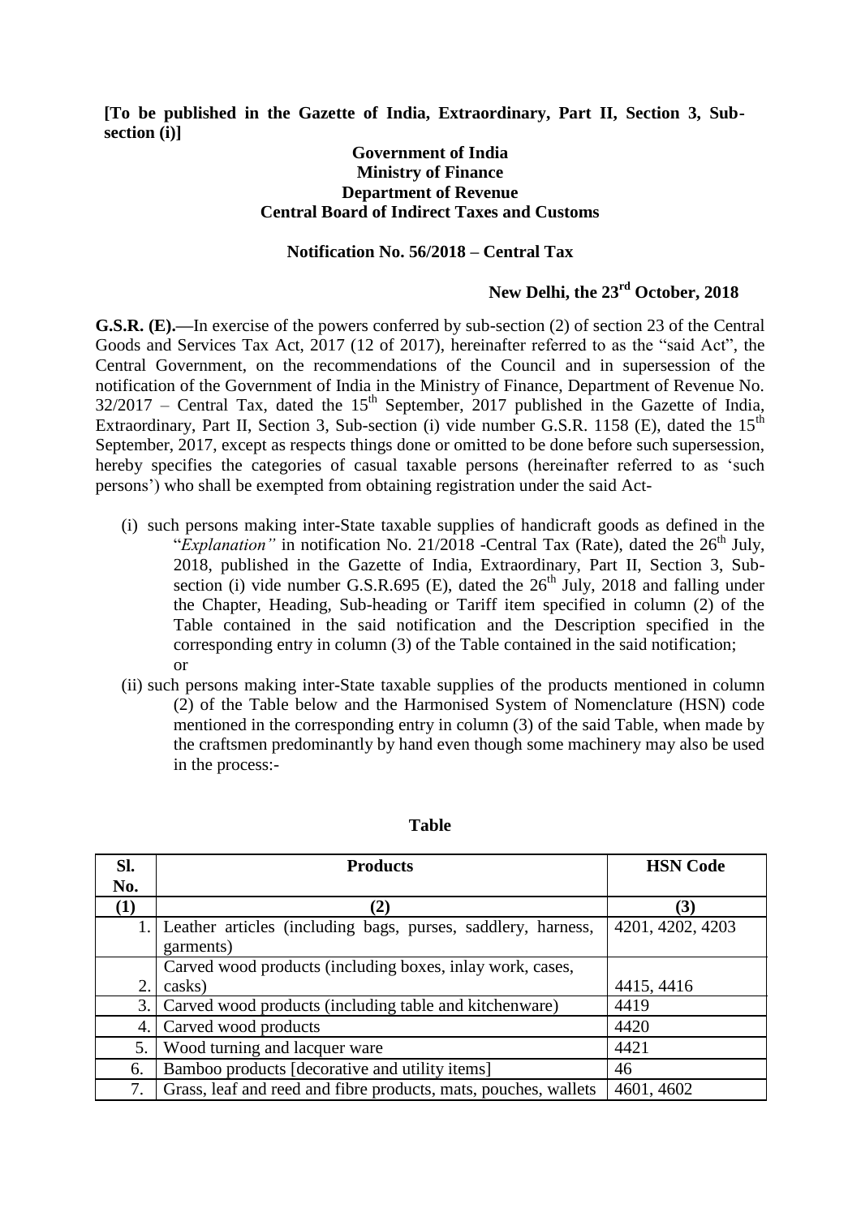**[To be published in the Gazette of India, Extraordinary, Part II, Section 3, Sub-section (i)]**

**Government of India**
**Ministry of Finance**
**Department of Revenue**
**Central Board of Indirect Taxes and Customs**

**Notification No. 56/2018 – Central Tax**

**New Delhi, the 23rd October, 2018**

**G.S.R. (E).—**In exercise of the powers conferred by sub-section (2) of section 23 of the Central Goods and Services Tax Act, 2017 (12 of 2017), hereinafter referred to as the "said Act", the Central Government, on the recommendations of the Council and in supersession of the notification of the Government of India in the Ministry of Finance, Department of Revenue No. 32/2017 – Central Tax, dated the 15th September, 2017 published in the Gazette of India, Extraordinary, Part II, Section 3, Sub-section (i) vide number G.S.R. 1158 (E), dated the 15th September, 2017, except as respects things done or omitted to be done before such supersession, hereby specifies the categories of casual taxable persons (hereinafter referred to as 'such persons') who shall be exempted from obtaining registration under the said Act-

(i) such persons making inter-State taxable supplies of handicraft goods as defined in the "*Explanation"* in notification No. 21/2018 -Central Tax (Rate), dated the 26th July, 2018, published in the Gazette of India, Extraordinary, Part II, Section 3, Sub-section (i) vide number G.S.R.695 (E), dated the 26th July, 2018 and falling under the Chapter, Heading, Sub-heading or Tariff item specified in column (2) of the Table contained in the said notification and the Description specified in the corresponding entry in column (3) of the Table contained in the said notification; or

(ii) such persons making inter-State taxable supplies of the products mentioned in column (2) of the Table below and the Harmonised System of Nomenclature (HSN) code mentioned in the corresponding entry in column (3) of the said Table, when made by the craftsmen predominantly by hand even though some machinery may also be used in the process:-

**Table**

| Sl. No. | Products | HSN Code |
|---|---|---|
| (1) | (2) | (3) |
| 1. | Leather articles (including bags, purses, saddlery, harness, garments) | 4201, 4202, 4203 |
| 2. | Carved wood products (including boxes, inlay work, cases, casks) | 4415, 4416 |
| 3. | Carved wood products (including table and kitchenware) | 4419 |
| 4. | Carved wood products | 4420 |
| 5. | Wood turning and lacquer ware | 4421 |
| 6. | Bamboo products [decorative and utility items] | 46 |
| 7. | Grass, leaf and reed and fibre products, mats, pouches, wallets | 4601, 4602 |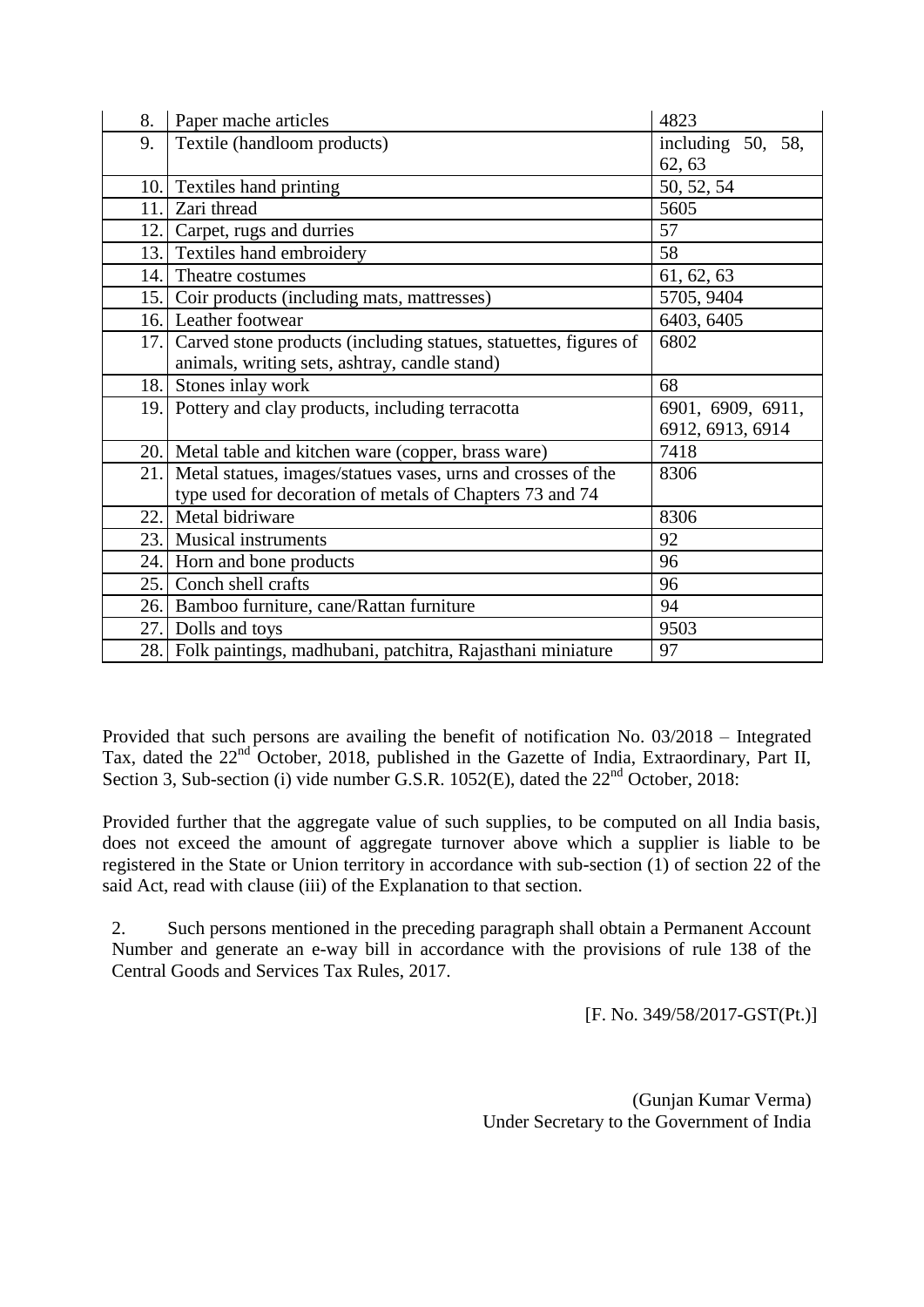| | | |
|---|---|---|
| 8. | Paper mache articles | 4823 |
| 9. | Textile (handloom products) | including 50, 58, 62, 63 |
| 10. | Textiles hand printing | 50, 52, 54 |
| 11. | Zari thread | 5605 |
| 12. | Carpet, rugs and durries | 57 |
| 13. | Textiles hand embroidery | 58 |
| 14. | Theatre costumes | 61, 62, 63 |
| 15. | Coir products (including mats, mattresses) | 5705, 9404 |
| 16. | Leather footwear | 6403, 6405 |
| 17. | Carved stone products (including statues, statuettes, figures of animals, writing sets, ashtray, candle stand) | 6802 |
| 18. | Stones inlay work | 68 |
| 19. | Pottery and clay products, including terracotta | 6901, 6909, 6911, 6912, 6913, 6914 |
| 20. | Metal table and kitchen ware (copper, brass ware) | 7418 |
| 21. | Metal statues, images/statues vases, urns and crosses of the type used for decoration of metals of Chapters 73 and 74 | 8306 |
| 22. | Metal bidriware | 8306 |
| 23. | Musical instruments | 92 |
| 24. | Horn and bone products | 96 |
| 25. | Conch shell crafts | 96 |
| 26. | Bamboo furniture, cane/Rattan furniture | 94 |
| 27. | Dolls and toys | 9503 |
| 28. | Folk paintings, madhubani, patchitra, Rajasthani miniature | 97 |

Provided that such persons are availing the benefit of notification No. 03/2018 – Integrated Tax, dated the 22nd October, 2018, published in the Gazette of India, Extraordinary, Part II, Section 3, Sub-section (i) vide number G.S.R. 1052(E), dated the 22nd October, 2018:

Provided further that the aggregate value of such supplies, to be computed on all India basis, does not exceed the amount of aggregate turnover above which a supplier is liable to be registered in the State or Union territory in accordance with sub-section (1) of section 22 of the said Act, read with clause (iii) of the Explanation to that section.

2. Such persons mentioned in the preceding paragraph shall obtain a Permanent Account Number and generate an e-way bill in accordance with the provisions of rule 138 of the Central Goods and Services Tax Rules, 2017.

[F. No. 349/58/2017-GST(Pt.)]

(Gunjan Kumar Verma)
Under Secretary to the Government of India